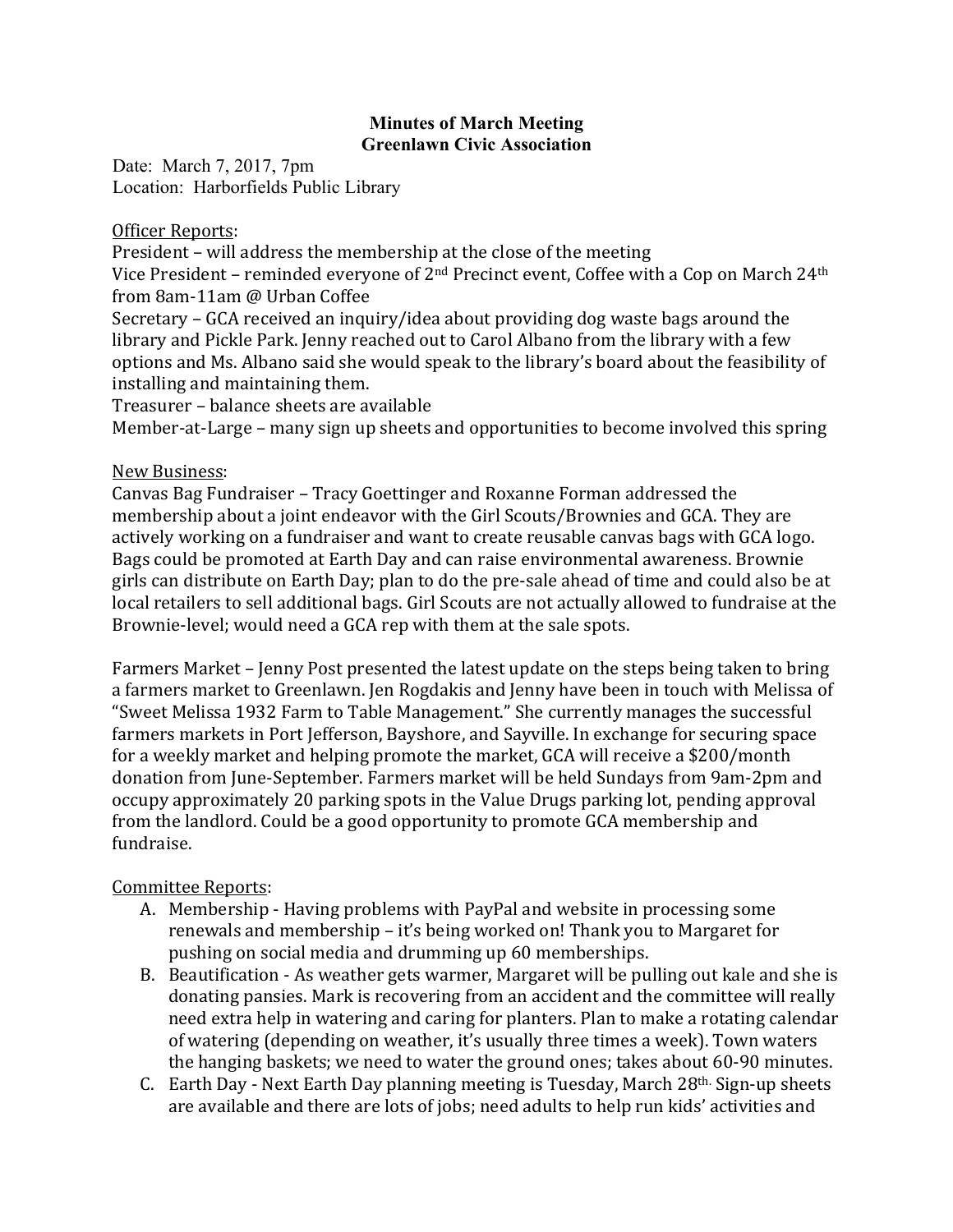**Minutes of March Meeting**
**Greenlawn Civic Association**

Date: March 7, 2017, 7pm
Location: Harborfields Public Library

Officer Reports:
President – will address the membership at the close of the meeting
Vice President – reminded everyone of 2nd Precinct event, Coffee with a Cop on March 24th from 8am-11am @ Urban Coffee
Secretary – GCA received an inquiry/idea about providing dog waste bags around the library and Pickle Park. Jenny reached out to Carol Albano from the library with a few options and Ms. Albano said she would speak to the library's board about the feasibility of installing and maintaining them.
Treasurer – balance sheets are available
Member-at-Large – many sign up sheets and opportunities to become involved this spring

New Business:
Canvas Bag Fundraiser – Tracy Goettinger and Roxanne Forman addressed the membership about a joint endeavor with the Girl Scouts/Brownies and GCA. They are actively working on a fundraiser and want to create reusable canvas bags with GCA logo. Bags could be promoted at Earth Day and can raise environmental awareness. Brownie girls can distribute on Earth Day; plan to do the pre-sale ahead of time and could also be at local retailers to sell additional bags. Girl Scouts are not actually allowed to fundraise at the Brownie-level; would need a GCA rep with them at the sale spots.

Farmers Market – Jenny Post presented the latest update on the steps being taken to bring a farmers market to Greenlawn. Jen Rogdakis and Jenny have been in touch with Melissa of "Sweet Melissa 1932 Farm to Table Management." She currently manages the successful farmers markets in Port Jefferson, Bayshore, and Sayville. In exchange for securing space for a weekly market and helping promote the market, GCA will receive a $200/month donation from June-September. Farmers market will be held Sundays from 9am-2pm and occupy approximately 20 parking spots in the Value Drugs parking lot, pending approval from the landlord. Could be a good opportunity to promote GCA membership and fundraise.

Committee Reports:

A. Membership - Having problems with PayPal and website in processing some renewals and membership – it's being worked on! Thank you to Margaret for pushing on social media and drumming up 60 memberships.
B. Beautification - As weather gets warmer, Margaret will be pulling out kale and she is donating pansies. Mark is recovering from an accident and the committee will really need extra help in watering and caring for planters. Plan to make a rotating calendar of watering (depending on weather, it's usually three times a week). Town waters the hanging baskets; we need to water the ground ones; takes about 60-90 minutes.
C. Earth Day - Next Earth Day planning meeting is Tuesday, March 28th. Sign-up sheets are available and there are lots of jobs; need adults to help run kids' activities and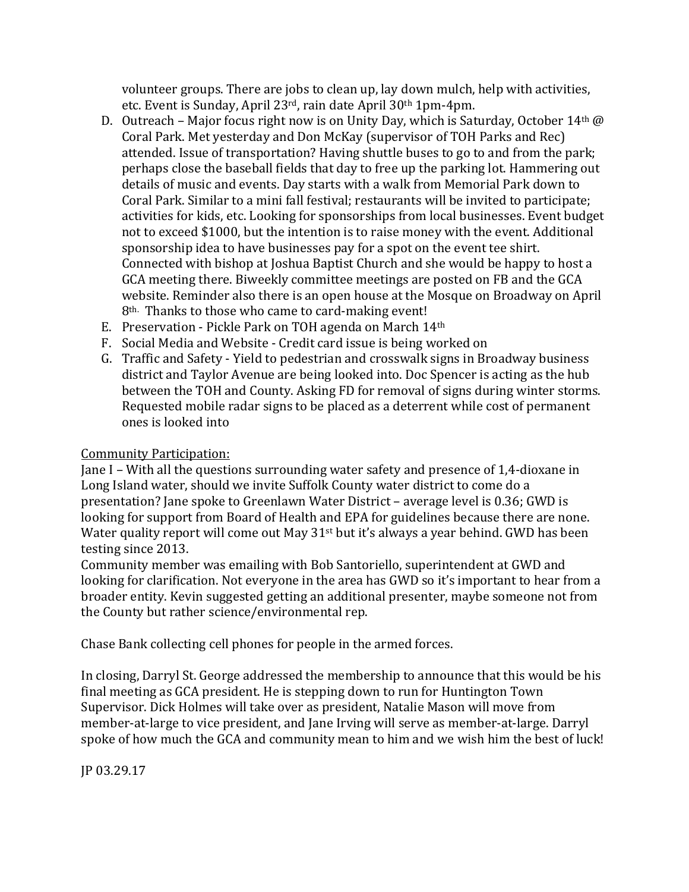volunteer groups. There are jobs to clean up, lay down mulch, help with activities, etc. Event is Sunday, April 23rd, rain date April 30th 1pm-4pm.

D. Outreach – Major focus right now is on Unity Day, which is Saturday, October 14th @ Coral Park. Met yesterday and Don McKay (supervisor of TOH Parks and Rec) attended. Issue of transportation? Having shuttle buses to go to and from the park; perhaps close the baseball fields that day to free up the parking lot. Hammering out details of music and events. Day starts with a walk from Memorial Park down to Coral Park. Similar to a mini fall festival; restaurants will be invited to participate; activities for kids, etc. Looking for sponsorships from local businesses. Event budget not to exceed $1000, but the intention is to raise money with the event. Additional sponsorship idea to have businesses pay for a spot on the event tee shirt. Connected with bishop at Joshua Baptist Church and she would be happy to host a GCA meeting there. Biweekly committee meetings are posted on FB and the GCA website. Reminder also there is an open house at the Mosque on Broadway on April 8th. Thanks to those who came to card-making event!
E. Preservation - Pickle Park on TOH agenda on March 14th
F. Social Media and Website - Credit card issue is being worked on
G. Traffic and Safety - Yield to pedestrian and crosswalk signs in Broadway business district and Taylor Avenue are being looked into. Doc Spencer is acting as the hub between the TOH and County. Asking FD for removal of signs during winter storms. Requested mobile radar signs to be placed as a deterrent while cost of permanent ones is looked into

Community Participation:

Jane I – With all the questions surrounding water safety and presence of 1,4-dioxane in Long Island water, should we invite Suffolk County water district to come do a presentation? Jane spoke to Greenlawn Water District – average level is 0.36; GWD is looking for support from Board of Health and EPA for guidelines because there are none. Water quality report will come out May 31st but it's always a year behind. GWD has been testing since 2013.

Community member was emailing with Bob Santoriello, superintendent at GWD and looking for clarification. Not everyone in the area has GWD so it's important to hear from a broader entity. Kevin suggested getting an additional presenter, maybe someone not from the County but rather science/environmental rep.

Chase Bank collecting cell phones for people in the armed forces.

In closing, Darryl St. George addressed the membership to announce that this would be his final meeting as GCA president. He is stepping down to run for Huntington Town Supervisor. Dick Holmes will take over as president, Natalie Mason will move from member-at-large to vice president, and Jane Irving will serve as member-at-large. Darryl spoke of how much the GCA and community mean to him and we wish him the best of luck!

JP 03.29.17